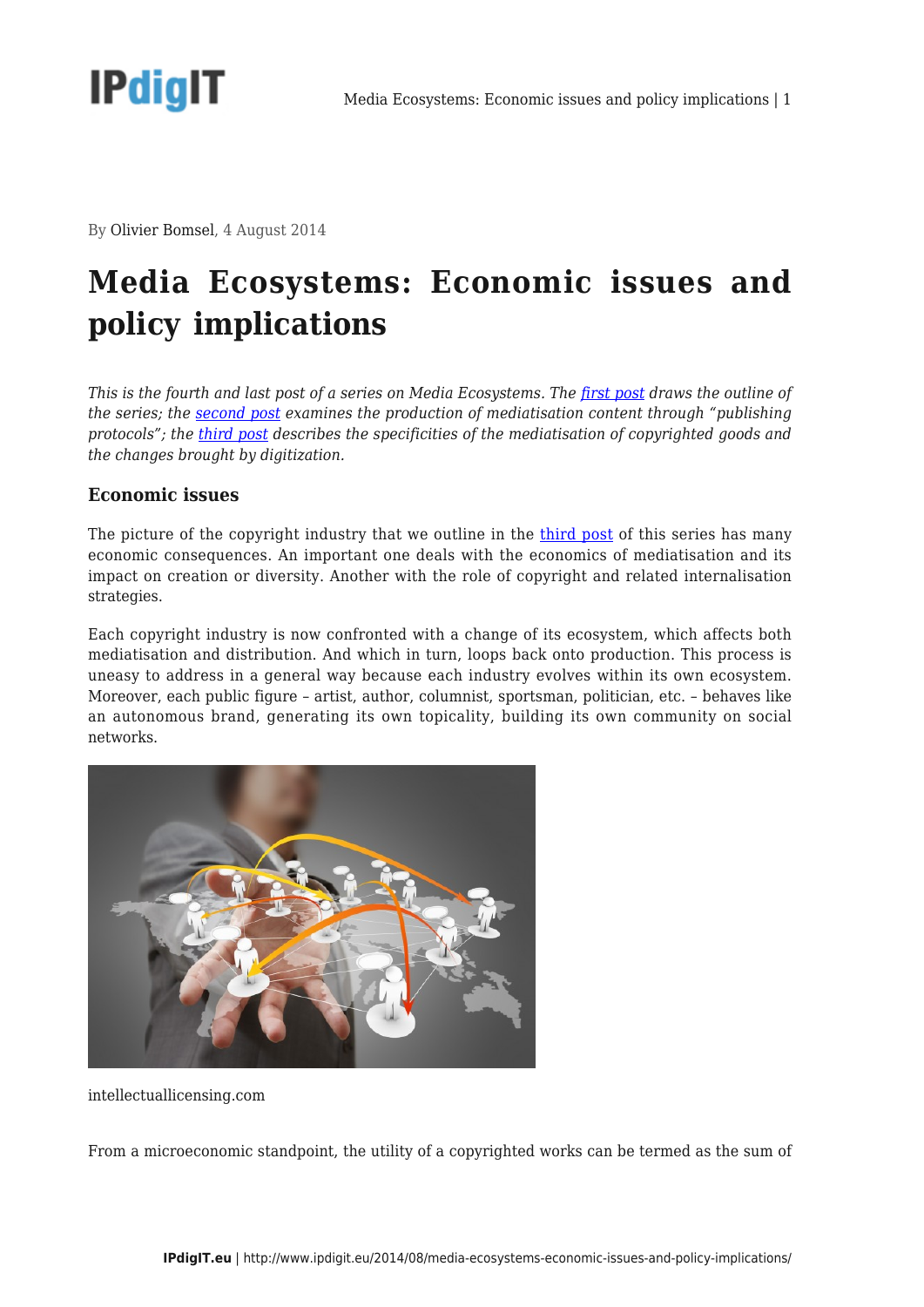By Olivier Bomsel, 4 August 2014

# Media Ecosystems: Economic issues and policy implications

*This is the fourth and last post of a series on Media Ecosystems. The [first post](#) draws the outline of the series; the [second post](#) examines the production of mediatisation content through "publishing protocols"; the [third post](#) describes the specificities of the mediatisation of copyrighted goods and the changes brought by digitization.*

### Economic issues

The picture of the copyright industry that we outline in the [third post](#) of this series has many economic consequences. An important one deals with the economics of mediatisation and its impact on creation or diversity. Another with the role of copyright and related internalisation strategies.

Each copyright industry is now confronted with a change of its ecosystem, which affects both mediatisation and distribution. And which in turn, loops back onto production. This process is uneasy to address in a general way because each industry evolves within its own ecosystem. Moreover, each public figure – artist, author, columnist, sportsman, politician, etc. – behaves like an autonomous brand, generating its own topicality, building its own community on social networks.

intellectuallicensing.com

From a microeconomic standpoint, the utility of a copyrighted works can be termed as the sum of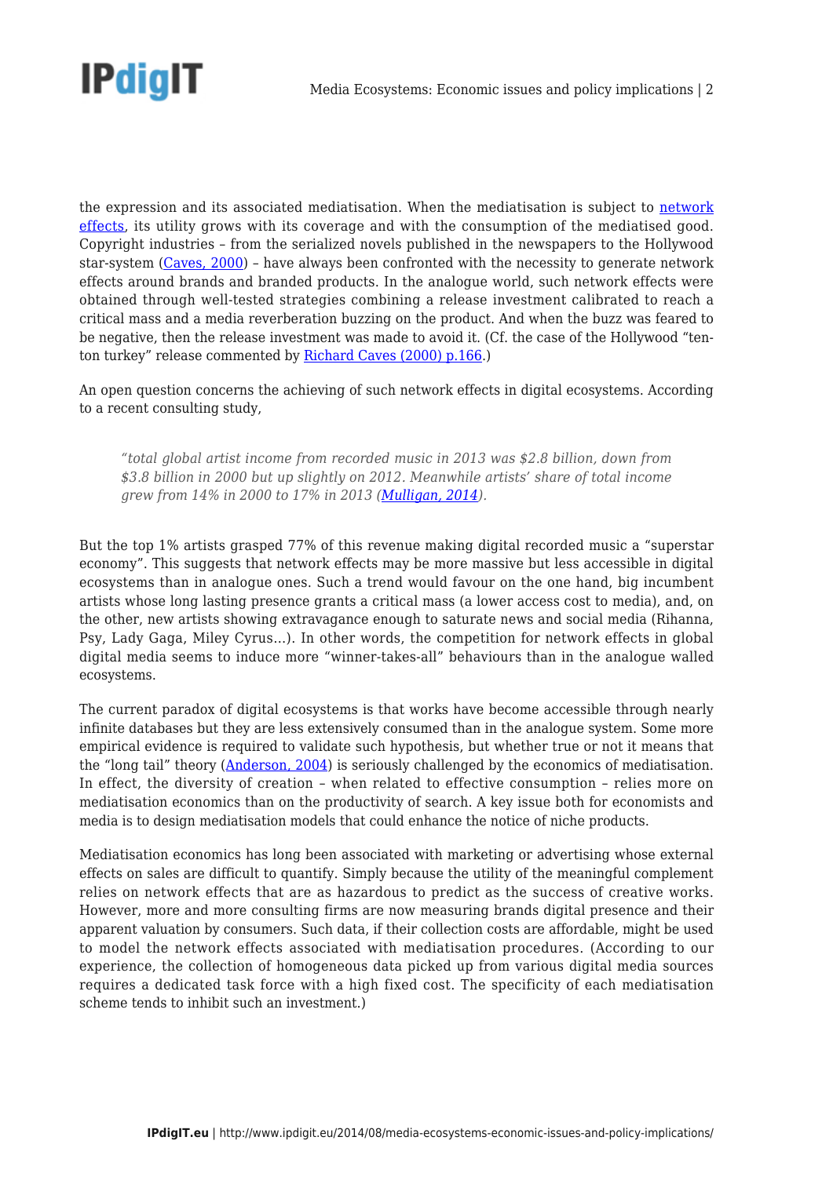the expression and its associated mediatisation. When the mediatisation is subject to [network effects](), its utility grows with its coverage and with the consumption of the mediatised good. Copyright industries – from the serialized novels published in the newspapers to the Hollywood star-system ([Caves, 2000]()) – have always been confronted with the necessity to generate network effects around brands and branded products. In the analogue world, such network effects were obtained through well-tested strategies combining a release investment calibrated to reach a critical mass and a media reverberation buzzing on the product. And when the buzz was feared to be negative, then the release investment was made to avoid it. (Cf. the case of the Hollywood "ten-ton turkey" release commented by [Richard Caves (2000) p.166]().)

An open question concerns the achieving of such network effects in digital ecosystems. According to a recent consulting study,

> *"total global artist income from recorded music in 2013 was $2.8 billion, down from $3.8 billion in 2000 but up slightly on 2012. Meanwhile artists' share of total income grew from 14% in 2000 to 17% in 2013 ([Mulligan, 2014]()).*

But the top 1% artists grasped 77% of this revenue making digital recorded music a "superstar economy". This suggests that network effects may be more massive but less accessible in digital ecosystems than in analogue ones. Such a trend would favour on the one hand, big incumbent artists whose long lasting presence grants a critical mass (a lower access cost to media), and, on the other, new artists showing extravagance enough to saturate news and social media (Rihanna, Psy, Lady Gaga, Miley Cyrus…). In other words, the competition for network effects in global digital media seems to induce more "winner-takes-all" behaviours than in the analogue walled ecosystems.

The current paradox of digital ecosystems is that works have become accessible through nearly infinite databases but they are less extensively consumed than in the analogue system. Some more empirical evidence is required to validate such hypothesis, but whether true or not it means that the "long tail" theory ([Anderson, 2004]()) is seriously challenged by the economics of mediatisation. In effect, the diversity of creation – when related to effective consumption – relies more on mediatisation economics than on the productivity of search. A key issue both for economists and media is to design mediatisation models that could enhance the notice of niche products.

Mediatisation economics has long been associated with marketing or advertising whose external effects on sales are difficult to quantify. Simply because the utility of the meaningful complement relies on network effects that are as hazardous to predict as the success of creative works. However, more and more consulting firms are now measuring brands digital presence and their apparent valuation by consumers. Such data, if their collection costs are affordable, might be used to model the network effects associated with mediatisation procedures. (According to our experience, the collection of homogeneous data picked up from various digital media sources requires a dedicated task force with a high fixed cost. The specificity of each mediatisation scheme tends to inhibit such an investment.)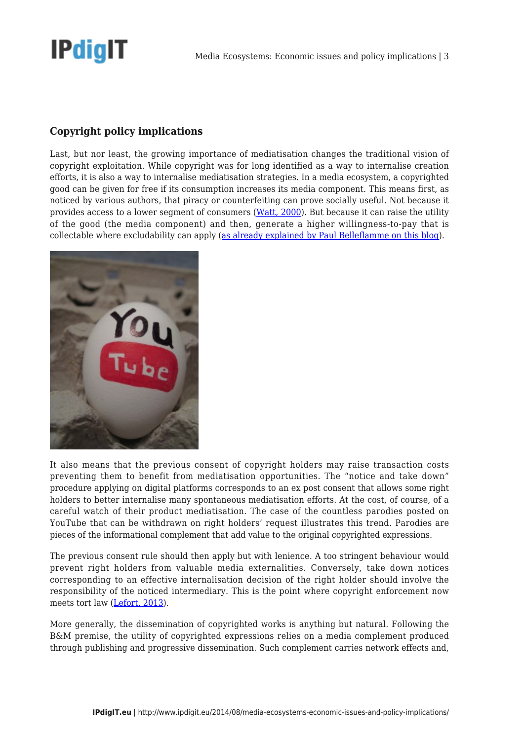## Copyright policy implications

Last, but nor least, the growing importance of mediatisation changes the traditional vision of copyright exploitation. While copyright was for long identified as a way to internalise creation efforts, it is also a way to internalise mediatisation strategies. In a media ecosystem, a copyrighted good can be given for free if its consumption increases its media component. This means first, as noticed by various authors, that piracy or counterfeiting can prove socially useful. Not because it provides access to a lower segment of consumers (Watt, 2000). But because it can raise the utility of the good (the media component) and then, generate a higher willingness-to-pay that is collectable where excludability can apply (as already explained by Paul Belleflamme on this blog).

It also means that the previous consent of copyright holders may raise transaction costs preventing them to benefit from mediatisation opportunities. The "notice and take down" procedure applying on digital platforms corresponds to an ex post consent that allows some right holders to better internalise many spontaneous mediatisation efforts. At the cost, of course, of a careful watch of their product mediatisation. The case of the countless parodies posted on YouTube that can be withdrawn on right holders' request illustrates this trend. Parodies are pieces of the informational complement that add value to the original copyrighted expressions.

The previous consent rule should then apply but with lenience. A too stringent behaviour would prevent right holders from valuable media externalities. Conversely, take down notices corresponding to an effective internalisation decision of the right holder should involve the responsibility of the noticed intermediary. This is the point where copyright enforcement now meets tort law (Lefort, 2013).

More generally, the dissemination of copyrighted works is anything but natural. Following the B&M premise, the utility of copyrighted expressions relies on a media complement produced through publishing and progressive dissemination. Such complement carries network effects and,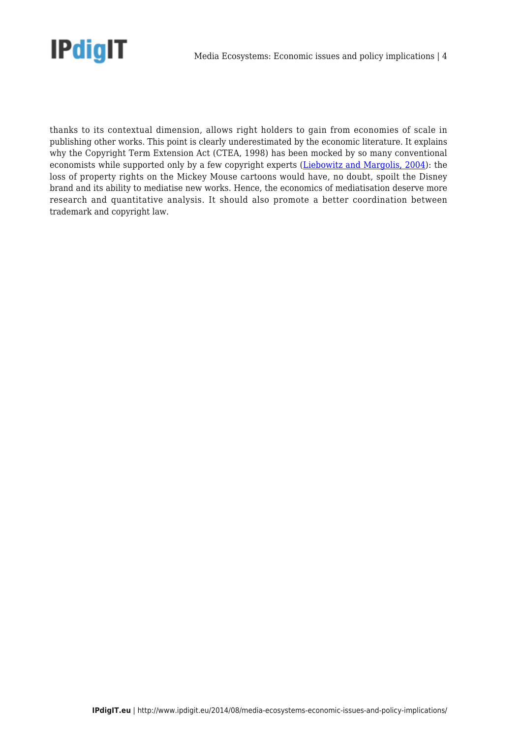thanks to its contextual dimension, allows right holders to gain from economies of scale in publishing other works. This point is clearly underestimated by the economic literature. It explains why the Copyright Term Extension Act (CTEA, 1998) has been mocked by so many conventional economists while supported only by a few copyright experts (Liebowitz and Margolis, 2004): the loss of property rights on the Mickey Mouse cartoons would have, no doubt, spoilt the Disney brand and its ability to mediatise new works. Hence, the economics of mediatisation deserve more research and quantitative analysis. It should also promote a better coordination between trademark and copyright law.